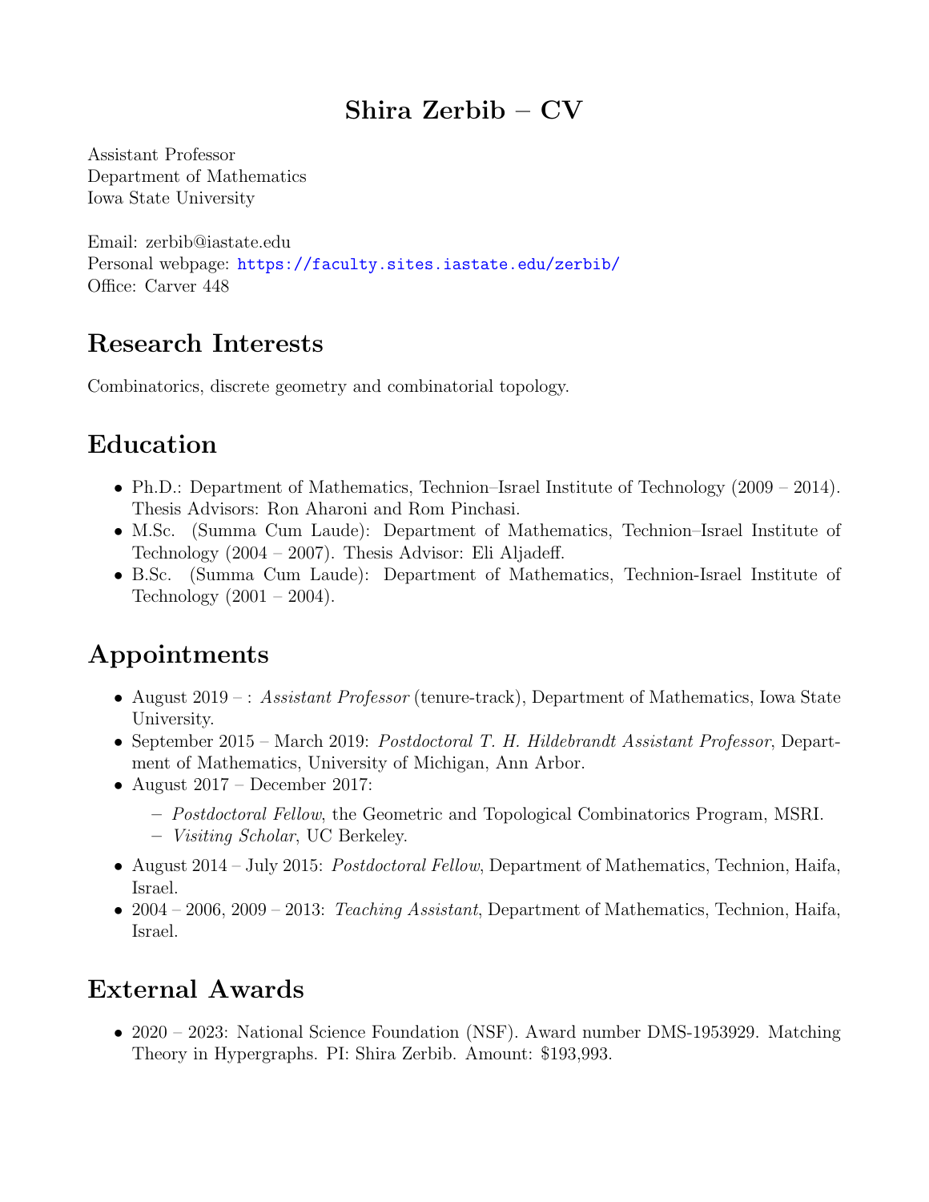# Shira Zerbib – CV

Assistant Professor
Department of Mathematics
Iowa State University

Email: zerbib@iastate.edu
Personal webpage: https://faculty.sites.iastate.edu/zerbib/
Office: Carver 448

## Research Interests

Combinatorics, discrete geometry and combinatorial topology.

## Education

- Ph.D.: Department of Mathematics, Technion–Israel Institute of Technology (2009 – 2014). Thesis Advisors: Ron Aharoni and Rom Pinchasi.
- M.Sc. (Summa Cum Laude): Department of Mathematics, Technion–Israel Institute of Technology (2004 – 2007). Thesis Advisor: Eli Aljadeff.
- B.Sc. (Summa Cum Laude): Department of Mathematics, Technion-Israel Institute of Technology (2001 – 2004).

## Appointments

- August 2019 – : *Assistant Professor* (tenure-track), Department of Mathematics, Iowa State University.
- September 2015 – March 2019: *Postdoctoral T. H. Hildebrandt Assistant Professor*, Department of Mathematics, University of Michigan, Ann Arbor.
- August 2017 – December 2017:
  - *Postdoctoral Fellow*, the Geometric and Topological Combinatorics Program, MSRI.
  - *Visiting Scholar*, UC Berkeley.
- August 2014 – July 2015: *Postdoctoral Fellow*, Department of Mathematics, Technion, Haifa, Israel.
- 2004 – 2006, 2009 – 2013: *Teaching Assistant*, Department of Mathematics, Technion, Haifa, Israel.

## External Awards

- 2020 – 2023: National Science Foundation (NSF). Award number DMS-1953929. Matching Theory in Hypergraphs. PI: Shira Zerbib. Amount: $193,993.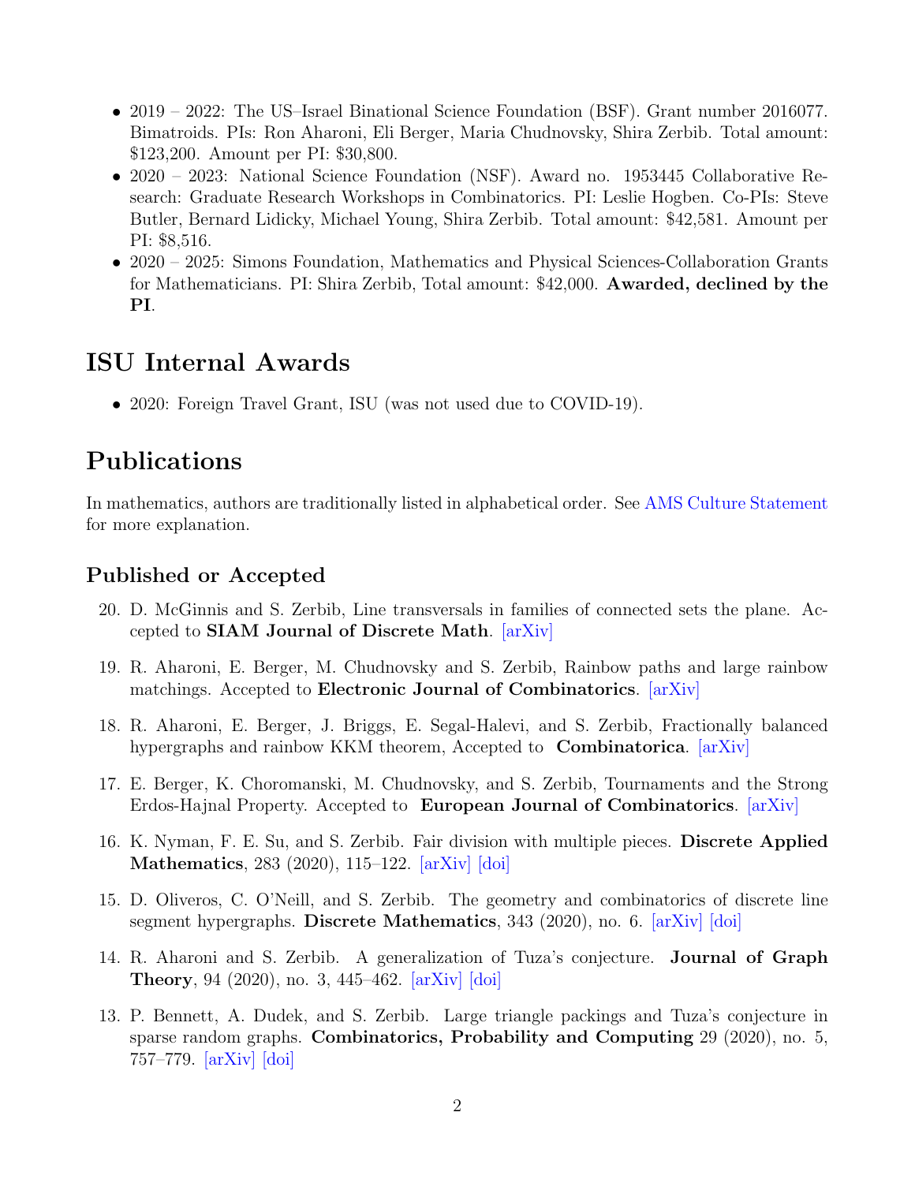- 2019 – 2022: The US–Israel Binational Science Foundation (BSF). Grant number 2016077. Bimatroids. PIs: Ron Aharoni, Eli Berger, Maria Chudnovsky, Shira Zerbib. Total amount: $123,200. Amount per PI: $30,800.
- 2020 – 2023: National Science Foundation (NSF). Award no. 1953445 Collaborative Research: Graduate Research Workshops in Combinatorics. PI: Leslie Hogben. Co-PIs: Steve Butler, Bernard Lidicky, Michael Young, Shira Zerbib. Total amount: $42,581. Amount per PI: $8,516.
- 2020 – 2025: Simons Foundation, Mathematics and Physical Sciences-Collaboration Grants for Mathematicians. PI: Shira Zerbib, Total amount: $42,000. **Awarded, declined by the PI**.

# ISU Internal Awards

- 2020: Foreign Travel Grant, ISU (was not used due to COVID-19).

# Publications

In mathematics, authors are traditionally listed in alphabetical order. See AMS Culture Statement for more explanation.

## Published or Accepted

20. D. McGinnis and S. Zerbib, Line transversals in families of connected sets the plane. Accepted to **SIAM Journal of Discrete Math**. [arXiv]

19. R. Aharoni, E. Berger, M. Chudnovsky and S. Zerbib, Rainbow paths and large rainbow matchings. Accepted to **Electronic Journal of Combinatorics**. [arXiv]

18. R. Aharoni, E. Berger, J. Briggs, E. Segal-Halevi, and S. Zerbib, Fractionally balanced hypergraphs and rainbow KKM theorem, Accepted to **Combinatorica**. [arXiv]

17. E. Berger, K. Choromanski, M. Chudnovsky, and S. Zerbib, Tournaments and the Strong Erdos-Hajnal Property. Accepted to **European Journal of Combinatorics**. [arXiv]

16. K. Nyman, F. E. Su, and S. Zerbib. Fair division with multiple pieces. **Discrete Applied Mathematics**, 283 (2020), 115–122. [arXiv] [doi]

15. D. Oliveros, C. O'Neill, and S. Zerbib. The geometry and combinatorics of discrete line segment hypergraphs. **Discrete Mathematics**, 343 (2020), no. 6. [arXiv] [doi]

14. R. Aharoni and S. Zerbib. A generalization of Tuza's conjecture. **Journal of Graph Theory**, 94 (2020), no. 3, 445–462. [arXiv] [doi]

13. P. Bennett, A. Dudek, and S. Zerbib. Large triangle packings and Tuza's conjecture in sparse random graphs. **Combinatorics, Probability and Computing** 29 (2020), no. 5, 757–779. [arXiv] [doi]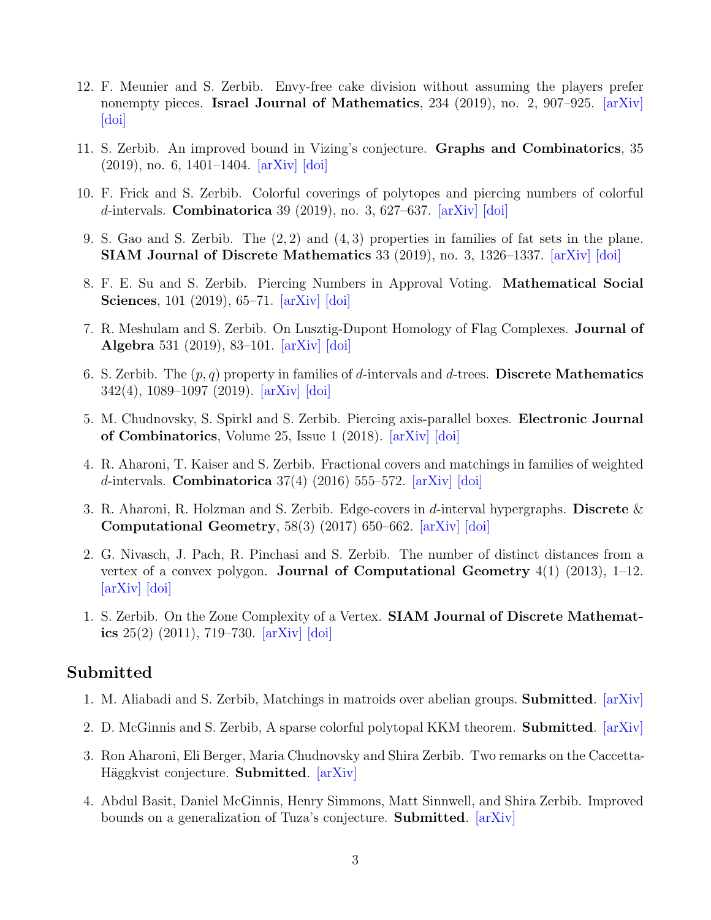12. F. Meunier and S. Zerbib. Envy-free cake division without assuming the players prefer nonempty pieces. **Israel Journal of Mathematics**, 234 (2019), no. 2, 907–925. [arXiv] [doi]

11. S. Zerbib. An improved bound in Vizing's conjecture. **Graphs and Combinatorics**, 35 (2019), no. 6, 1401–1404. [arXiv] [doi]

10. F. Frick and S. Zerbib. Colorful coverings of polytopes and piercing numbers of colorful $d$-intervals. **Combinatorica** 39 (2019), no. 3, 627–637. [arXiv] [doi]

9. S. Gao and S. Zerbib. The $(2, 2)$ and $(4, 3)$ properties in families of fat sets in the plane. **SIAM Journal of Discrete Mathematics** 33 (2019), no. 3, 1326–1337. [arXiv] [doi]

8. F. E. Su and S. Zerbib. Piercing Numbers in Approval Voting. **Mathematical Social Sciences**, 101 (2019), 65–71. [arXiv] [doi]

7. R. Meshulam and S. Zerbib. On Lusztig-Dupont Homology of Flag Complexes. **Journal of Algebra** 531 (2019), 83–101. [arXiv] [doi]

6. S. Zerbib. The $(p, q)$ property in families of $d$-intervals and $d$-trees. **Discrete Mathematics** 342(4), 1089–1097 (2019). [arXiv] [doi]

5. M. Chudnovsky, S. Spirkl and S. Zerbib. Piercing axis-parallel boxes. **Electronic Journal of Combinatorics**, Volume 25, Issue 1 (2018). [arXiv] [doi]

4. R. Aharoni, T. Kaiser and S. Zerbib. Fractional covers and matchings in families of weighted $d$-intervals. **Combinatorica** 37(4) (2016) 555–572. [arXiv] [doi]

3. R. Aharoni, R. Holzman and S. Zerbib. Edge-covers in $d$-interval hypergraphs. **Discrete & Computational Geometry**, 58(3) (2017) 650–662. [arXiv] [doi]

2. G. Nivasch, J. Pach, R. Pinchasi and S. Zerbib. The number of distinct distances from a vertex of a convex polygon. **Journal of Computational Geometry** 4(1) (2013), 1–12. [arXiv] [doi]

1. S. Zerbib. On the Zone Complexity of a Vertex. **SIAM Journal of Discrete Mathematics** 25(2) (2011), 719–730. [arXiv] [doi]

## Submitted

1. M. Aliabadi and S. Zerbib, Matchings in matroids over abelian groups. **Submitted**. [arXiv]

2. D. McGinnis and S. Zerbib, A sparse colorful polytopal KKM theorem. **Submitted**. [arXiv]

3. Ron Aharoni, Eli Berger, Maria Chudnovsky and Shira Zerbib. Two remarks on the Caccetta-Häggkvist conjecture. **Submitted**. [arXiv]

4. Abdul Basit, Daniel McGinnis, Henry Simmons, Matt Sinnwell, and Shira Zerbib. Improved bounds on a generalization of Tuza's conjecture. **Submitted**. [arXiv]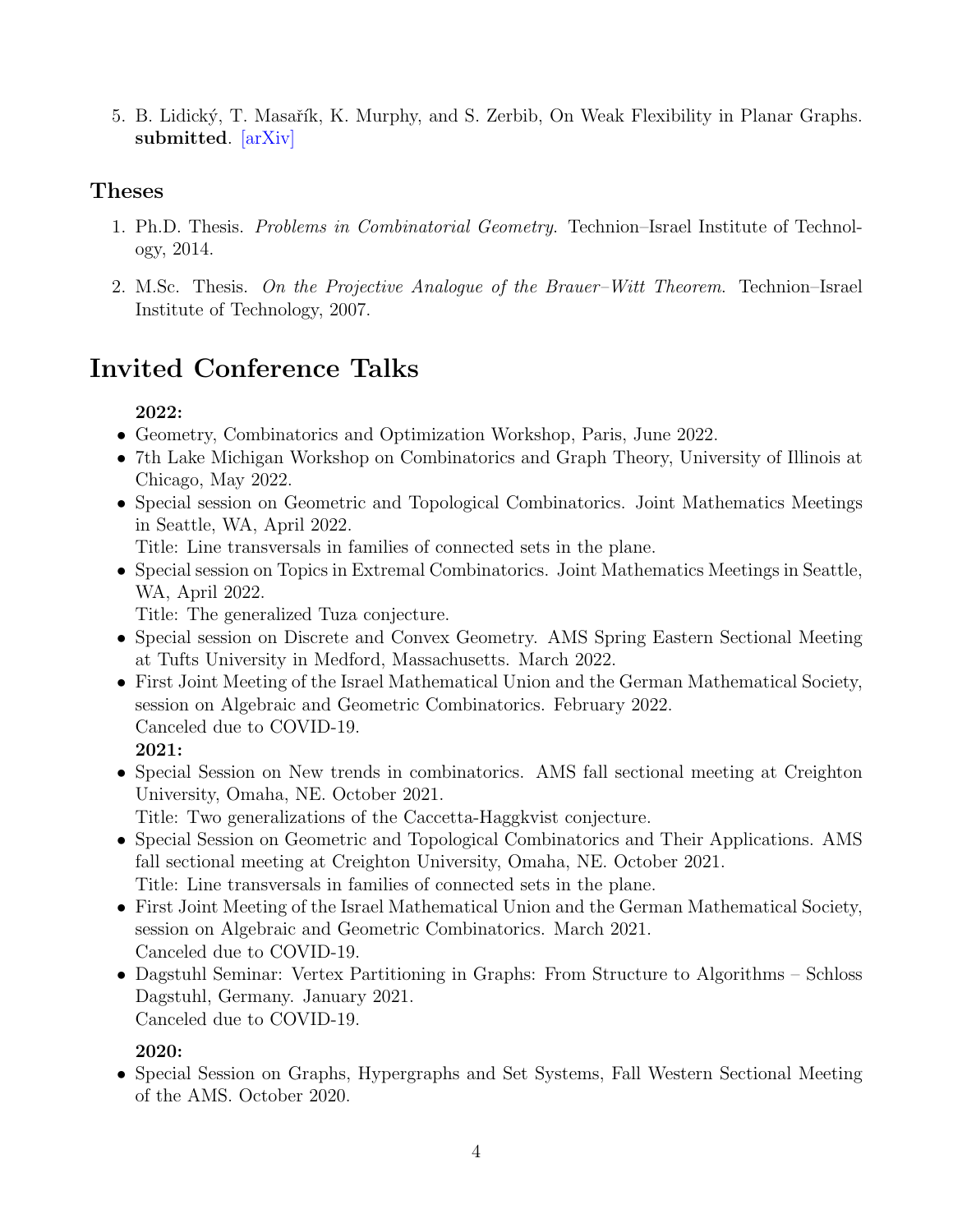5. B. Lidický, T. Masařík, K. Murphy, and S. Zerbib, On Weak Flexibility in Planar Graphs. **submitted**. [arXiv]

### Theses

1. Ph.D. Thesis. *Problems in Combinatorial Geometry.* Technion–Israel Institute of Technology, 2014.

2. M.Sc. Thesis. *On the Projective Analogue of the Brauer–Witt Theorem.* Technion–Israel Institute of Technology, 2007.

## Invited Conference Talks

**2022:**

- Geometry, Combinatorics and Optimization Workshop, Paris, June 2022.
- 7th Lake Michigan Workshop on Combinatorics and Graph Theory, University of Illinois at Chicago, May 2022.
- Special session on Geometric and Topological Combinatorics. Joint Mathematics Meetings in Seattle, WA, April 2022.
  Title: Line transversals in families of connected sets in the plane.
- Special session on Topics in Extremal Combinatorics. Joint Mathematics Meetings in Seattle, WA, April 2022.
  Title: The generalized Tuza conjecture.
- Special session on Discrete and Convex Geometry. AMS Spring Eastern Sectional Meeting at Tufts University in Medford, Massachusetts. March 2022.
- First Joint Meeting of the Israel Mathematical Union and the German Mathematical Society, session on Algebraic and Geometric Combinatorics. February 2022.
  Canceled due to COVID-19.

**2021:**

- Special Session on New trends in combinatorics. AMS fall sectional meeting at Creighton University, Omaha, NE. October 2021.
  Title: Two generalizations of the Caccetta-Haggkvist conjecture.
- Special Session on Geometric and Topological Combinatorics and Their Applications. AMS fall sectional meeting at Creighton University, Omaha, NE. October 2021.
  Title: Line transversals in families of connected sets in the plane.
- First Joint Meeting of the Israel Mathematical Union and the German Mathematical Society, session on Algebraic and Geometric Combinatorics. March 2021.
  Canceled due to COVID-19.
- Dagstuhl Seminar: Vertex Partitioning in Graphs: From Structure to Algorithms – Schloss Dagstuhl, Germany. January 2021.
  Canceled due to COVID-19.

**2020:**

- Special Session on Graphs, Hypergraphs and Set Systems, Fall Western Sectional Meeting of the AMS. October 2020.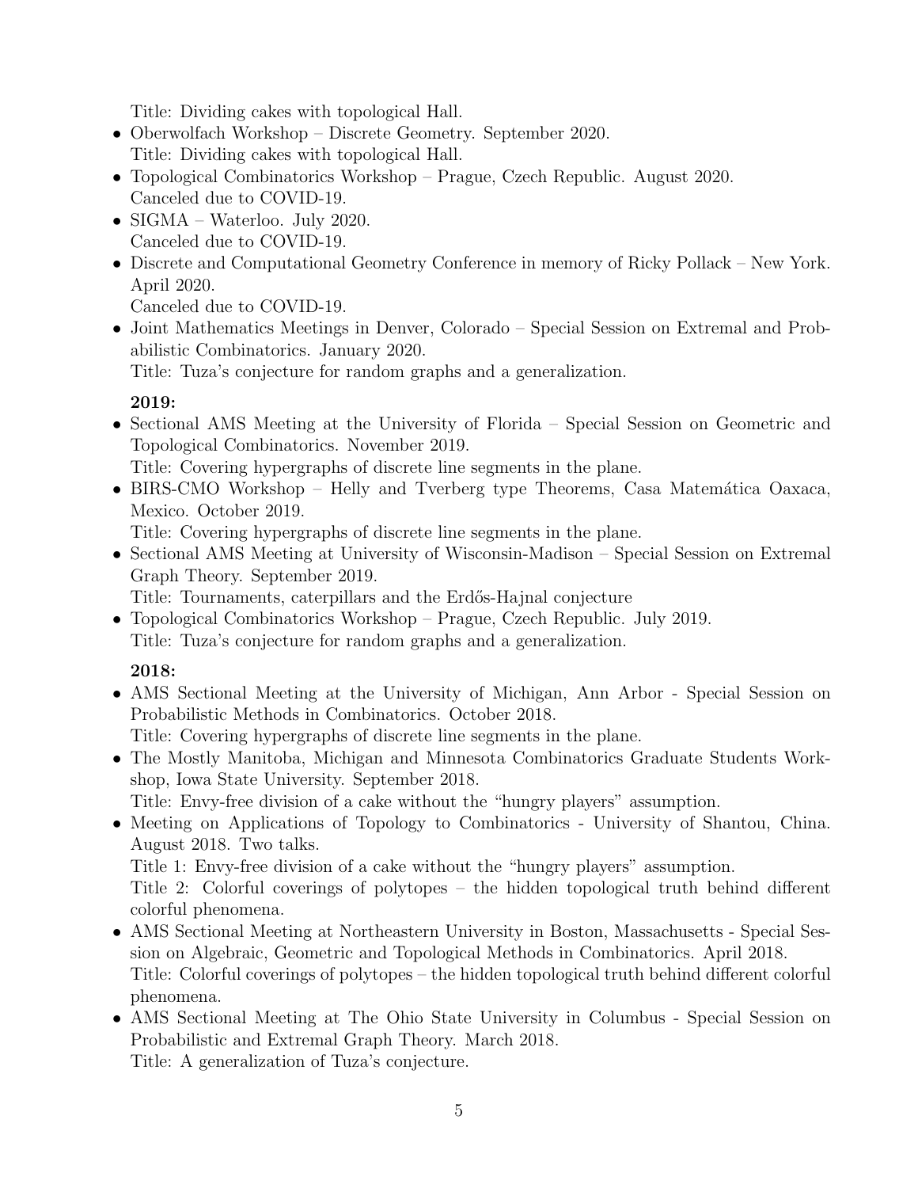Title: Dividing cakes with topological Hall.

- Oberwolfach Workshop – Discrete Geometry. September 2020.
  Title: Dividing cakes with topological Hall.
- Topological Combinatorics Workshop – Prague, Czech Republic. August 2020.
  Canceled due to COVID-19.
- SIGMA – Waterloo. July 2020.
  Canceled due to COVID-19.
- Discrete and Computational Geometry Conference in memory of Ricky Pollack – New York. April 2020.
  Canceled due to COVID-19.
- Joint Mathematics Meetings in Denver, Colorado – Special Session on Extremal and Probabilistic Combinatorics. January 2020.
  Title: Tuza's conjecture for random graphs and a generalization.

**2019:**

- Sectional AMS Meeting at the University of Florida – Special Session on Geometric and Topological Combinatorics. November 2019.
  Title: Covering hypergraphs of discrete line segments in the plane.
- BIRS-CMO Workshop – Helly and Tverberg type Theorems, Casa Matemática Oaxaca, Mexico. October 2019.
  Title: Covering hypergraphs of discrete line segments in the plane.
- Sectional AMS Meeting at University of Wisconsin-Madison – Special Session on Extremal Graph Theory. September 2019.
  Title: Tournaments, caterpillars and the Erdős-Hajnal conjecture
- Topological Combinatorics Workshop – Prague, Czech Republic. July 2019.
  Title: Tuza's conjecture for random graphs and a generalization.

**2018:**

- AMS Sectional Meeting at the University of Michigan, Ann Arbor - Special Session on Probabilistic Methods in Combinatorics. October 2018.
  Title: Covering hypergraphs of discrete line segments in the plane.
- The Mostly Manitoba, Michigan and Minnesota Combinatorics Graduate Students Workshop, Iowa State University. September 2018.
  Title: Envy-free division of a cake without the "hungry players" assumption.
- Meeting on Applications of Topology to Combinatorics - University of Shantou, China. August 2018. Two talks.
  Title 1: Envy-free division of a cake without the "hungry players" assumption.
  Title 2: Colorful coverings of polytopes – the hidden topological truth behind different colorful phenomena.
- AMS Sectional Meeting at Northeastern University in Boston, Massachusetts - Special Session on Algebraic, Geometric and Topological Methods in Combinatorics. April 2018.
  Title: Colorful coverings of polytopes – the hidden topological truth behind different colorful phenomena.
- AMS Sectional Meeting at The Ohio State University in Columbus - Special Session on Probabilistic and Extremal Graph Theory. March 2018.
  Title: A generalization of Tuza's conjecture.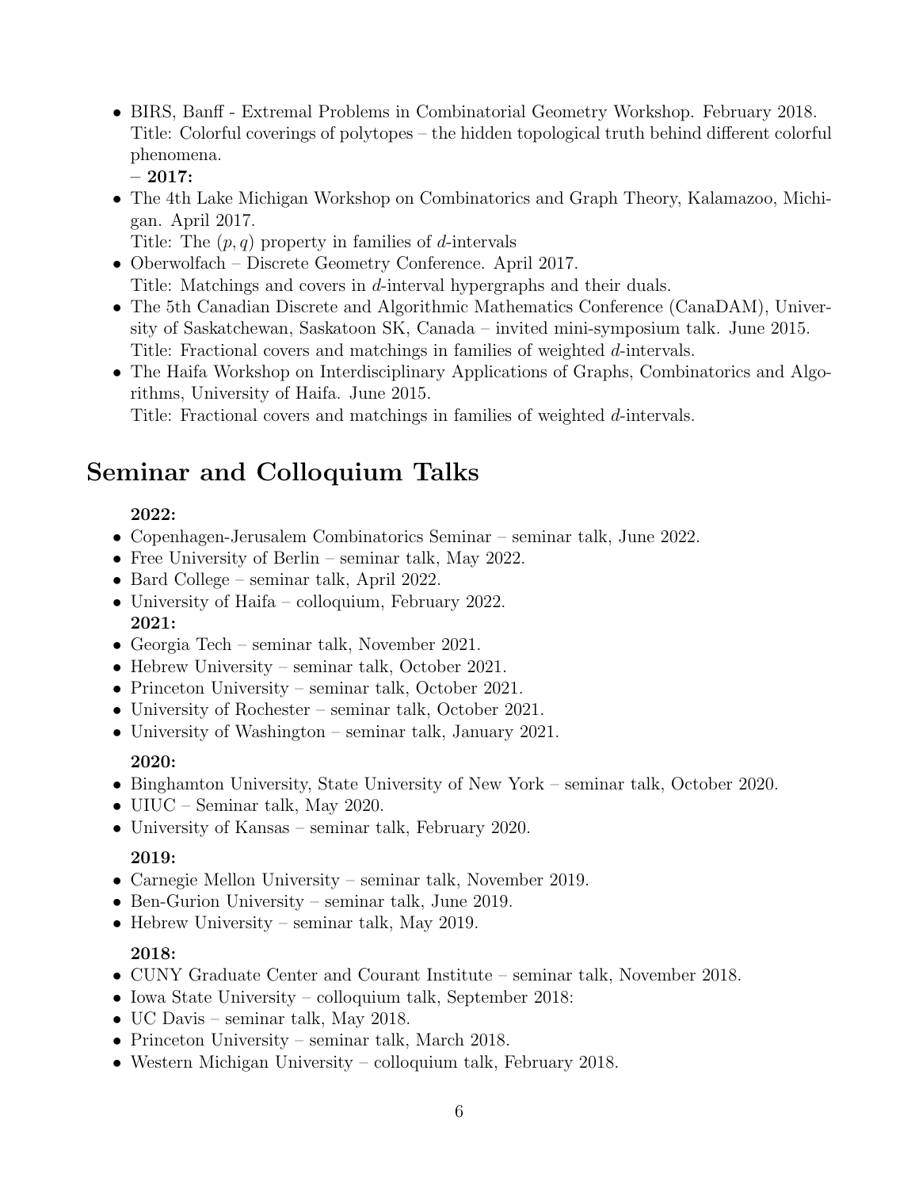- BIRS, Banff - Extremal Problems in Combinatorial Geometry Workshop. February 2018. Title: Colorful coverings of polytopes – the hidden topological truth behind different colorful phenomena.

– **2017:**

- The 4th Lake Michigan Workshop on Combinatorics and Graph Theory, Kalamazoo, Michigan. April 2017.
  Title: The $(p, q)$ property in families of $d$-intervals
- Oberwolfach – Discrete Geometry Conference. April 2017.
  Title: Matchings and covers in $d$-interval hypergraphs and their duals.
- The 5th Canadian Discrete and Algorithmic Mathematics Conference (CanaDAM), University of Saskatchewan, Saskatoon SK, Canada – invited mini-symposium talk. June 2015.
  Title: Fractional covers and matchings in families of weighted $d$-intervals.
- The Haifa Workshop on Interdisciplinary Applications of Graphs, Combinatorics and Algorithms, University of Haifa. June 2015.
  Title: Fractional covers and matchings in families of weighted $d$-intervals.

## Seminar and Colloquium Talks

**2022:**

- Copenhagen-Jerusalem Combinatorics Seminar – seminar talk, June 2022.
- Free University of Berlin – seminar talk, May 2022.
- Bard College – seminar talk, April 2022.
- University of Haifa – colloquium, February 2022.

**2021:**

- Georgia Tech – seminar talk, November 2021.
- Hebrew University – seminar talk, October 2021.
- Princeton University – seminar talk, October 2021.
- University of Rochester – seminar talk, October 2021.
- University of Washington – seminar talk, January 2021.

**2020:**

- Binghamton University, State University of New York – seminar talk, October 2020.
- UIUC – Seminar talk, May 2020.
- University of Kansas – seminar talk, February 2020.

**2019:**

- Carnegie Mellon University – seminar talk, November 2019.
- Ben-Gurion University – seminar talk, June 2019.
- Hebrew University – seminar talk, May 2019.

**2018:**

- CUNY Graduate Center and Courant Institute – seminar talk, November 2018.
- Iowa State University – colloquium talk, September 2018:
- UC Davis – seminar talk, May 2018.
- Princeton University – seminar talk, March 2018.
- Western Michigan University – colloquium talk, February 2018.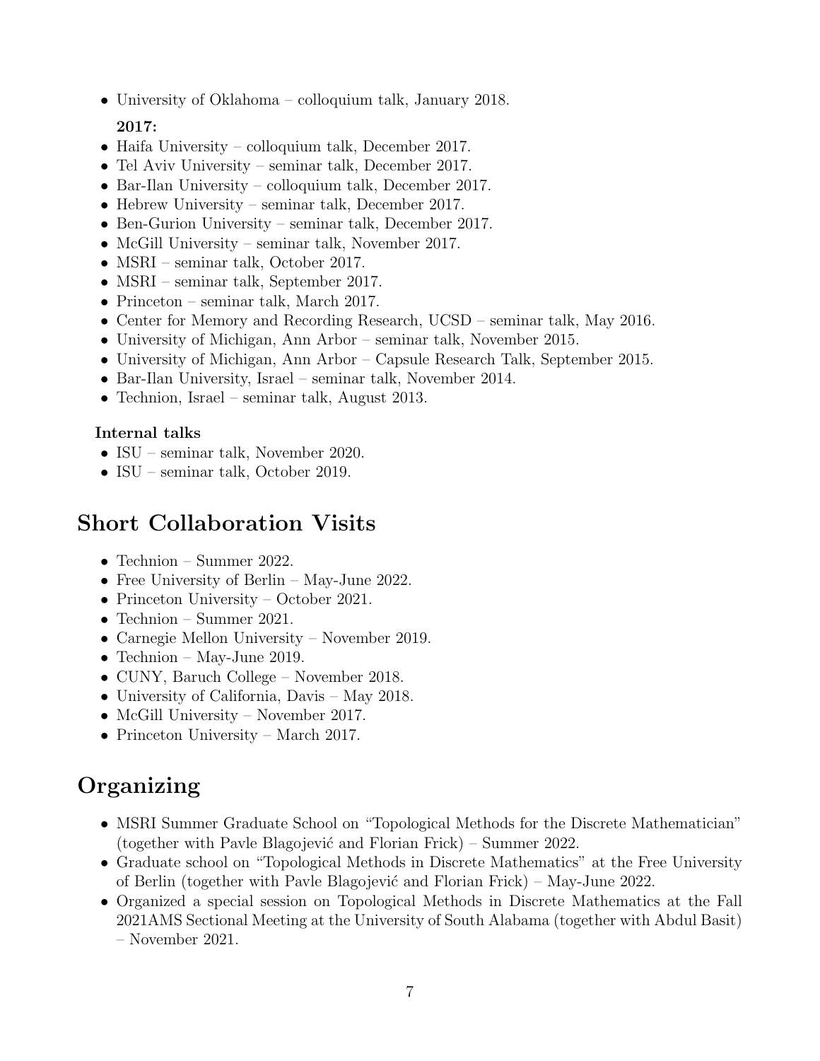- University of Oklahoma – colloquium talk, January 2018.

**2017:**

- Haifa University – colloquium talk, December 2017.
- Tel Aviv University – seminar talk, December 2017.
- Bar-Ilan University – colloquium talk, December 2017.
- Hebrew University – seminar talk, December 2017.
- Ben-Gurion University – seminar talk, December 2017.
- McGill University – seminar talk, November 2017.
- MSRI – seminar talk, October 2017.
- MSRI – seminar talk, September 2017.
- Princeton – seminar talk, March 2017.
- Center for Memory and Recording Research, UCSD – seminar talk, May 2016.
- University of Michigan, Ann Arbor – seminar talk, November 2015.
- University of Michigan, Ann Arbor – Capsule Research Talk, September 2015.
- Bar-Ilan University, Israel – seminar talk, November 2014.
- Technion, Israel – seminar talk, August 2013.

**Internal talks**

- ISU – seminar talk, November 2020.
- ISU – seminar talk, October 2019.

## Short Collaboration Visits

- Technion – Summer 2022.
- Free University of Berlin – May-June 2022.
- Princeton University – October 2021.
- Technion – Summer 2021.
- Carnegie Mellon University – November 2019.
- Technion – May-June 2019.
- CUNY, Baruch College – November 2018.
- University of California, Davis – May 2018.
- McGill University – November 2017.
- Princeton University – March 2017.

## Organizing

- MSRI Summer Graduate School on "Topological Methods for the Discrete Mathematician" (together with Pavle Blagojević and Florian Frick) – Summer 2022.
- Graduate school on "Topological Methods in Discrete Mathematics" at the Free University of Berlin (together with Pavle Blagojević and Florian Frick) – May-June 2022.
- Organized a special session on Topological Methods in Discrete Mathematics at the Fall 2021AMS Sectional Meeting at the University of South Alabama (together with Abdul Basit) – November 2021.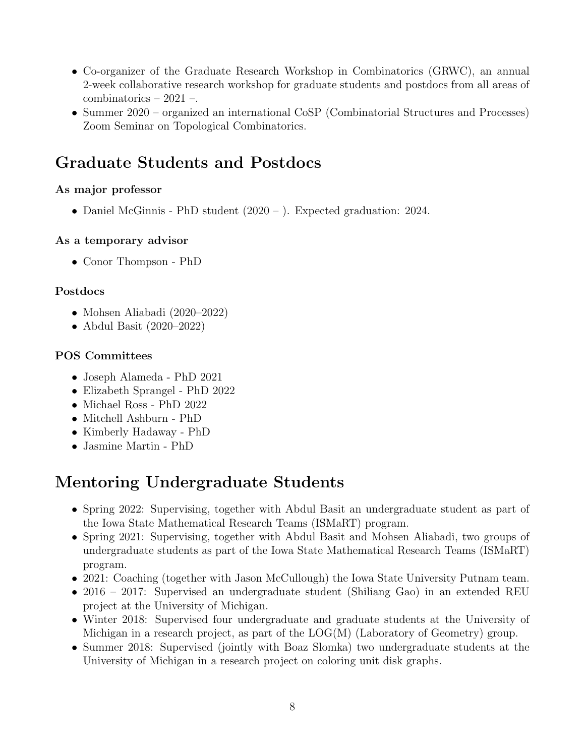- Co-organizer of the Graduate Research Workshop in Combinatorics (GRWC), an annual 2-week collaborative research workshop for graduate students and postdocs from all areas of combinatorics – 2021 –.
- Summer 2020 – organized an international CoSP (Combinatorial Structures and Processes) Zoom Seminar on Topological Combinatorics.

## Graduate Students and Postdocs

### As major professor

- Daniel McGinnis - PhD student (2020 – ). Expected graduation: 2024.

### As a temporary advisor

- Conor Thompson - PhD

### Postdocs

- Mohsen Aliabadi (2020–2022)
- Abdul Basit (2020–2022)

### POS Committees

- Joseph Alameda - PhD 2021
- Elizabeth Sprangel - PhD 2022
- Michael Ross - PhD 2022
- Mitchell Ashburn - PhD
- Kimberly Hadaway - PhD
- Jasmine Martin - PhD

## Mentoring Undergraduate Students

- Spring 2022: Supervising, together with Abdul Basit an undergraduate student as part of the Iowa State Mathematical Research Teams (ISMaRT) program.
- Spring 2021: Supervising, together with Abdul Basit and Mohsen Aliabadi, two groups of undergraduate students as part of the Iowa State Mathematical Research Teams (ISMaRT) program.
- 2021: Coaching (together with Jason McCullough) the Iowa State University Putnam team.
- 2016 – 2017: Supervised an undergraduate student (Shiliang Gao) in an extended REU project at the University of Michigan.
- Winter 2018: Supervised four undergraduate and graduate students at the University of Michigan in a research project, as part of the LOG(M) (Laboratory of Geometry) group.
- Summer 2018: Supervised (jointly with Boaz Slomka) two undergraduate students at the University of Michigan in a research project on coloring unit disk graphs.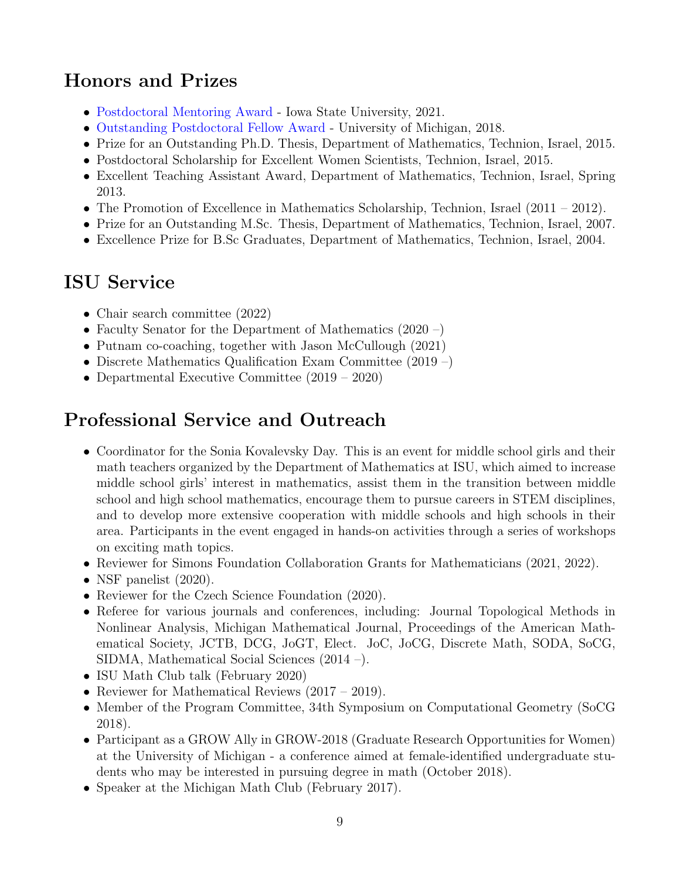## Honors and Prizes

- Postdoctoral Mentoring Award - Iowa State University, 2021.
- Outstanding Postdoctoral Fellow Award - University of Michigan, 2018.
- Prize for an Outstanding Ph.D. Thesis, Department of Mathematics, Technion, Israel, 2015.
- Postdoctoral Scholarship for Excellent Women Scientists, Technion, Israel, 2015.
- Excellent Teaching Assistant Award, Department of Mathematics, Technion, Israel, Spring 2013.
- The Promotion of Excellence in Mathematics Scholarship, Technion, Israel (2011 – 2012).
- Prize for an Outstanding M.Sc. Thesis, Department of Mathematics, Technion, Israel, 2007.
- Excellence Prize for B.Sc Graduates, Department of Mathematics, Technion, Israel, 2004.

## ISU Service

- Chair search committee (2022)
- Faculty Senator for the Department of Mathematics (2020 –)
- Putnam co-coaching, together with Jason McCullough (2021)
- Discrete Mathematics Qualification Exam Committee (2019 –)
- Departmental Executive Committee (2019 – 2020)

## Professional Service and Outreach

- Coordinator for the Sonia Kovalevsky Day. This is an event for middle school girls and their math teachers organized by the Department of Mathematics at ISU, which aimed to increase middle school girls' interest in mathematics, assist them in the transition between middle school and high school mathematics, encourage them to pursue careers in STEM disciplines, and to develop more extensive cooperation with middle schools and high schools in their area. Participants in the event engaged in hands-on activities through a series of workshops on exciting math topics.
- Reviewer for Simons Foundation Collaboration Grants for Mathematicians (2021, 2022).
- NSF panelist (2020).
- Reviewer for the Czech Science Foundation (2020).
- Referee for various journals and conferences, including: Journal Topological Methods in Nonlinear Analysis, Michigan Mathematical Journal, Proceedings of the American Mathematical Society, JCTB, DCG, JoGT, Elect. JoC, JoCG, Discrete Math, SODA, SoCG, SIDMA, Mathematical Social Sciences (2014 –).
- ISU Math Club talk (February 2020)
- Reviewer for Mathematical Reviews (2017 – 2019).
- Member of the Program Committee, 34th Symposium on Computational Geometry (SoCG 2018).
- Participant as a GROW Ally in GROW-2018 (Graduate Research Opportunities for Women) at the University of Michigan - a conference aimed at female-identified undergraduate students who may be interested in pursuing degree in math (October 2018).
- Speaker at the Michigan Math Club (February 2017).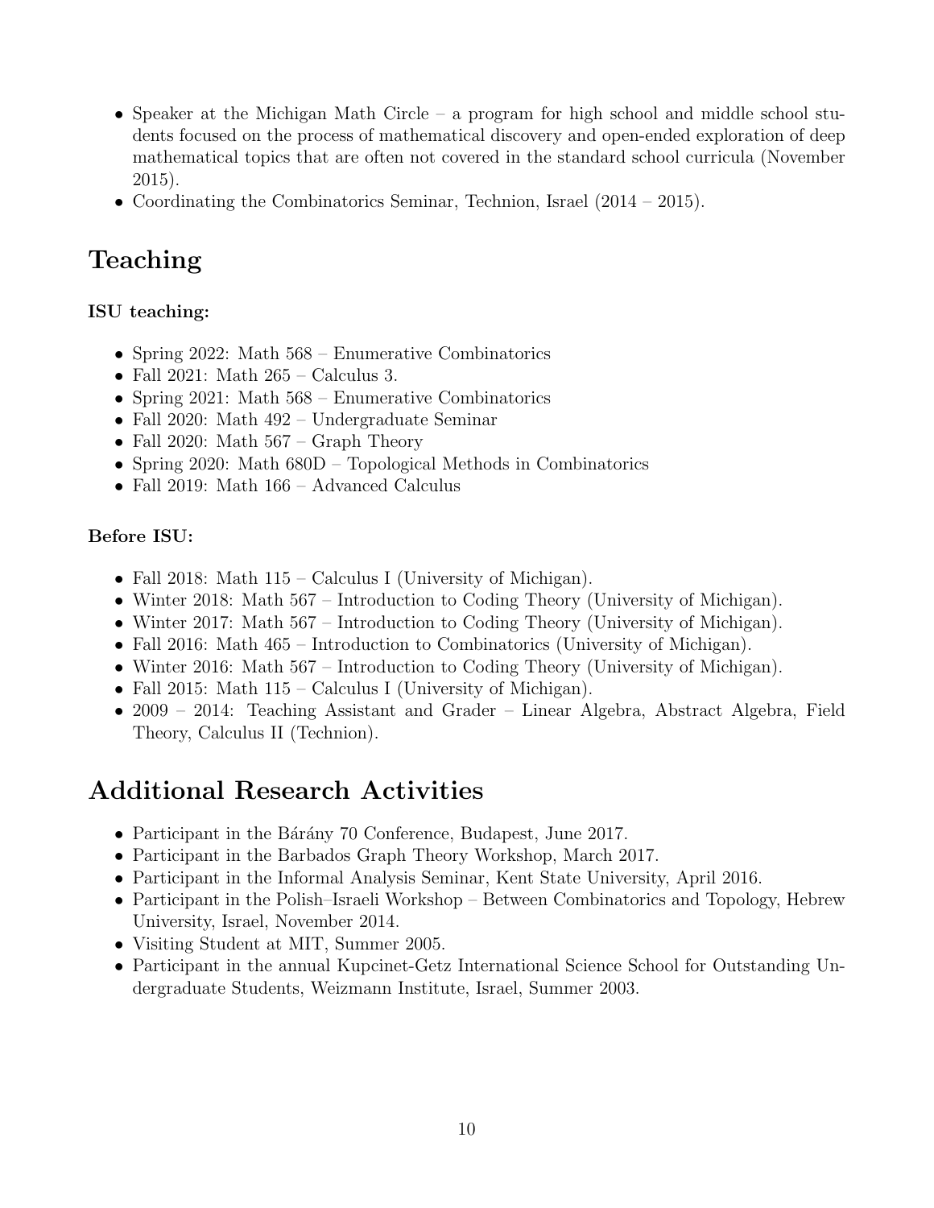- Speaker at the Michigan Math Circle – a program for high school and middle school students focused on the process of mathematical discovery and open-ended exploration of deep mathematical topics that are often not covered in the standard school curricula (November 2015).
- Coordinating the Combinatorics Seminar, Technion, Israel (2014 – 2015).

# Teaching

**ISU teaching:**

- Spring 2022: Math 568 – Enumerative Combinatorics
- Fall 2021: Math 265 – Calculus 3.
- Spring 2021: Math 568 – Enumerative Combinatorics
- Fall 2020: Math 492 – Undergraduate Seminar
- Fall 2020: Math 567 – Graph Theory
- Spring 2020: Math 680D – Topological Methods in Combinatorics
- Fall 2019: Math 166 – Advanced Calculus

**Before ISU:**

- Fall 2018: Math 115 – Calculus I (University of Michigan).
- Winter 2018: Math 567 – Introduction to Coding Theory (University of Michigan).
- Winter 2017: Math 567 – Introduction to Coding Theory (University of Michigan).
- Fall 2016: Math 465 – Introduction to Combinatorics (University of Michigan).
- Winter 2016: Math 567 – Introduction to Coding Theory (University of Michigan).
- Fall 2015: Math 115 – Calculus I (University of Michigan).
- 2009 – 2014: Teaching Assistant and Grader – Linear Algebra, Abstract Algebra, Field Theory, Calculus II (Technion).

# Additional Research Activities

- Participant in the Bárány 70 Conference, Budapest, June 2017.
- Participant in the Barbados Graph Theory Workshop, March 2017.
- Participant in the Informal Analysis Seminar, Kent State University, April 2016.
- Participant in the Polish–Israeli Workshop – Between Combinatorics and Topology, Hebrew University, Israel, November 2014.
- Visiting Student at MIT, Summer 2005.
- Participant in the annual Kupcinet-Getz International Science School for Outstanding Undergraduate Students, Weizmann Institute, Israel, Summer 2003.